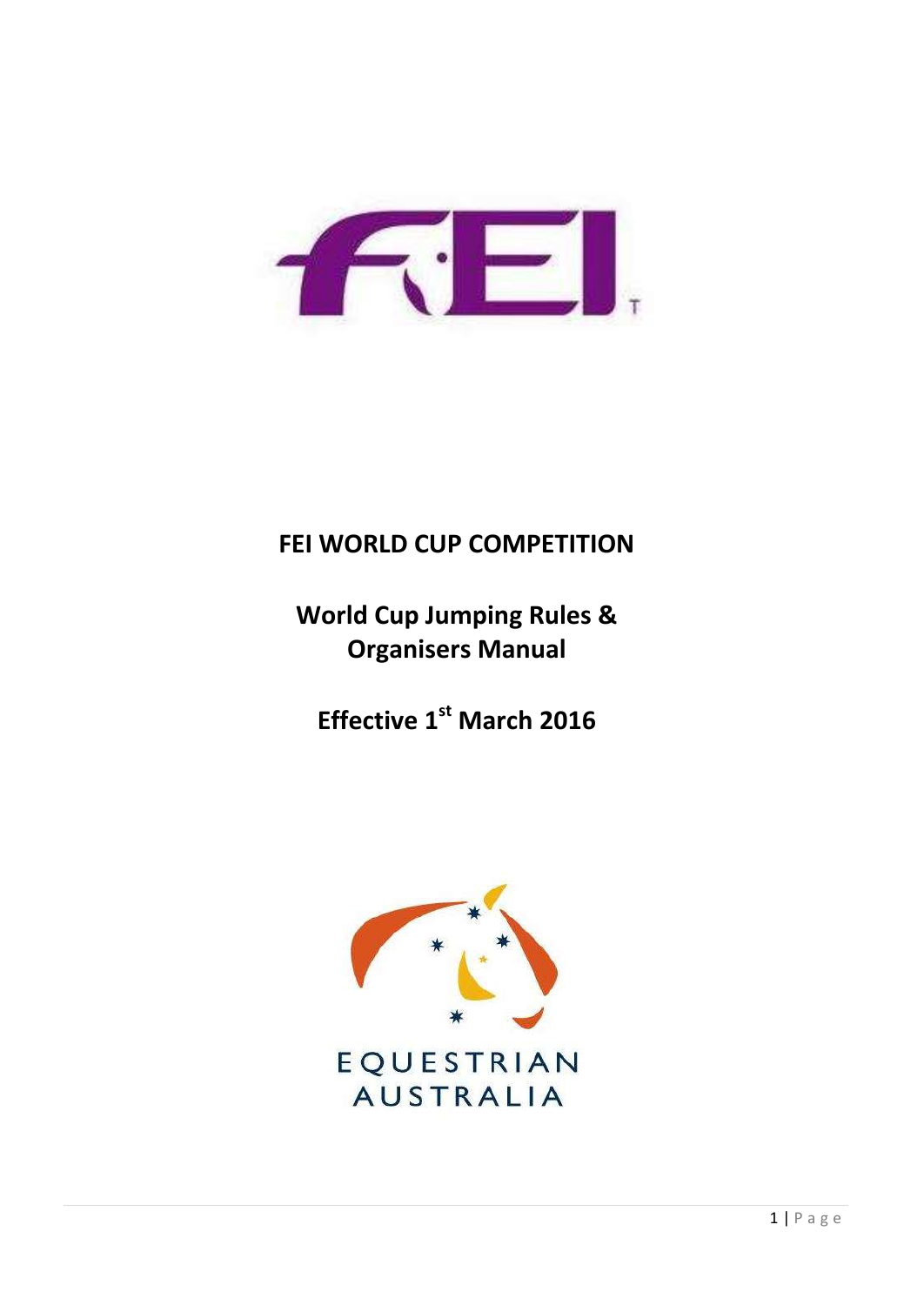# FEI WORLD CUP COMPETITION

## World Cup Jumping Rules & Organisers Manual

## Effective 1st March 2016

EQUESTRIAN AUSTRALIA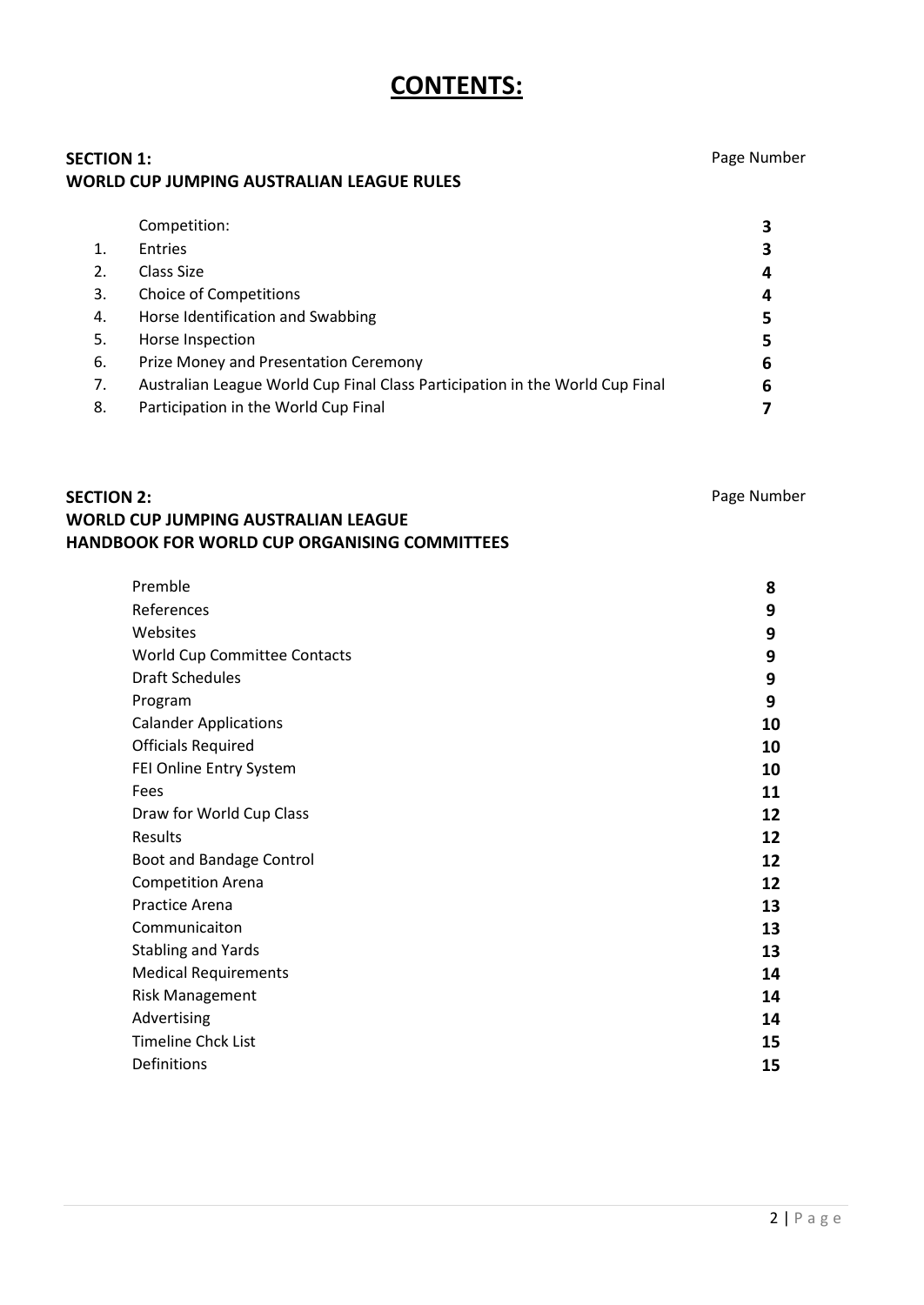# CONTENTS:

## SECTION 1: WORLD CUP JUMPING AUSTRALIAN LEAGUE RULES

| | | Page Number |
|---|---|---|
| | Competition: | **3** |
| 1. | Entries | **3** |
| 2. | Class Size | **4** |
| 3. | Choice of Competitions | **4** |
| 4. | Horse Identification and Swabbing | **5** |
| 5. | Horse Inspection | **5** |
| 6. | Prize Money and Presentation Ceremony | **6** |
| 7. | Australian League World Cup Final Class Participation in the World Cup Final | **6** |
| 8. | Participation in the World Cup Final | **7** |

## SECTION 2: WORLD CUP JUMPING AUSTRALIAN LEAGUE HANDBOOK FOR WORLD CUP ORGANISING COMMITTEES

| | Page Number |
|---|---|
| Premble | **8** |
| References | **9** |
| Websites | **9** |
| World Cup Committee Contacts | **9** |
| Draft Schedules | **9** |
| Program | **9** |
| Calander Applications | **10** |
| Officials Required | **10** |
| FEI Online Entry System | **10** |
| Fees | **11** |
| Draw for World Cup Class | **12** |
| Results | **12** |
| Boot and Bandage Control | **12** |
| Competition Arena | **12** |
| Practice Arena | **13** |
| Communicaiton | **13** |
| Stabling and Yards | **13** |
| Medical Requirements | **14** |
| Risk Management | **14** |
| Advertising | **14** |
| Timeline Chck List | **15** |
| Definitions | **15** |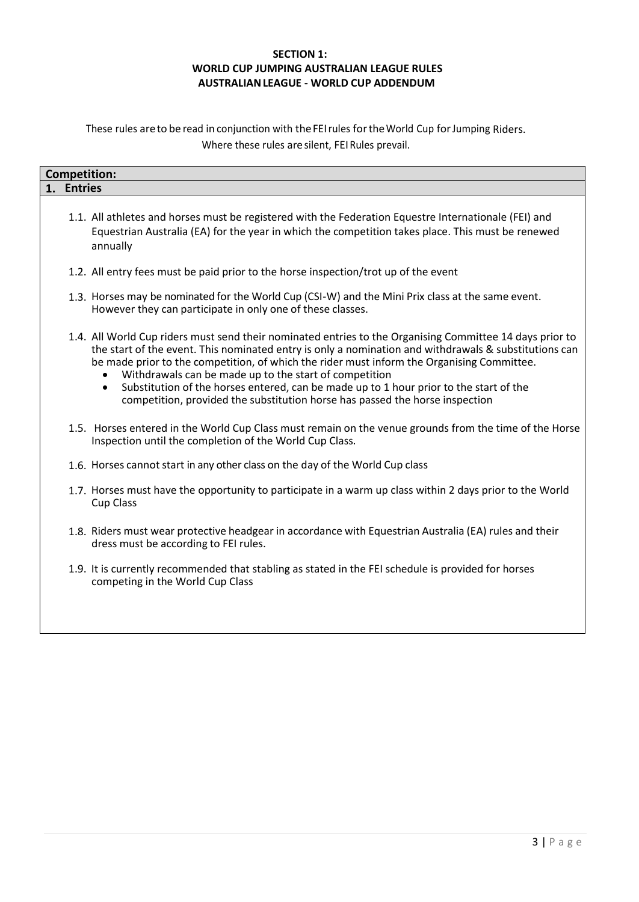**SECTION 1:**
**WORLD CUP JUMPING AUSTRALIAN LEAGUE RULES**
**AUSTRALIAN LEAGUE - WORLD CUP ADDENDUM**

These rules are to be read in conjunction with the FEI rules for the World Cup for Jumping Riders.
Where these rules are silent, FEI Rules prevail.

## Competition:

### 1. Entries

1.1. All athletes and horses must be registered with the Federation Equestre Internationale (FEI) and Equestrian Australia (EA) for the year in which the competition takes place. This must be renewed annually

1.2. All entry fees must be paid prior to the horse inspection/trot up of the event

1.3. Horses may be nominated for the World Cup (CSI-W) and the Mini Prix class at the same event. However they can participate in only one of these classes.

1.4. All World Cup riders must send their nominated entries to the Organising Committee 14 days prior to the start of the event. This nominated entry is only a nomination and withdrawals & substitutions can be made prior to the competition, of which the rider must inform the Organising Committee.

- Withdrawals can be made up to the start of competition
- Substitution of the horses entered, can be made up to 1 hour prior to the start of the competition, provided the substitution horse has passed the horse inspection

1.5. Horses entered in the World Cup Class must remain on the venue grounds from the time of the Horse Inspection until the completion of the World Cup Class.

1.6. Horses cannot start in any other class on the day of the World Cup class

1.7. Horses must have the opportunity to participate in a warm up class within 2 days prior to the World Cup Class

1.8. Riders must wear protective headgear in accordance with Equestrian Australia (EA) rules and their dress must be according to FEI rules.

1.9. It is currently recommended that stabling as stated in the FEI schedule is provided for horses competing in the World Cup Class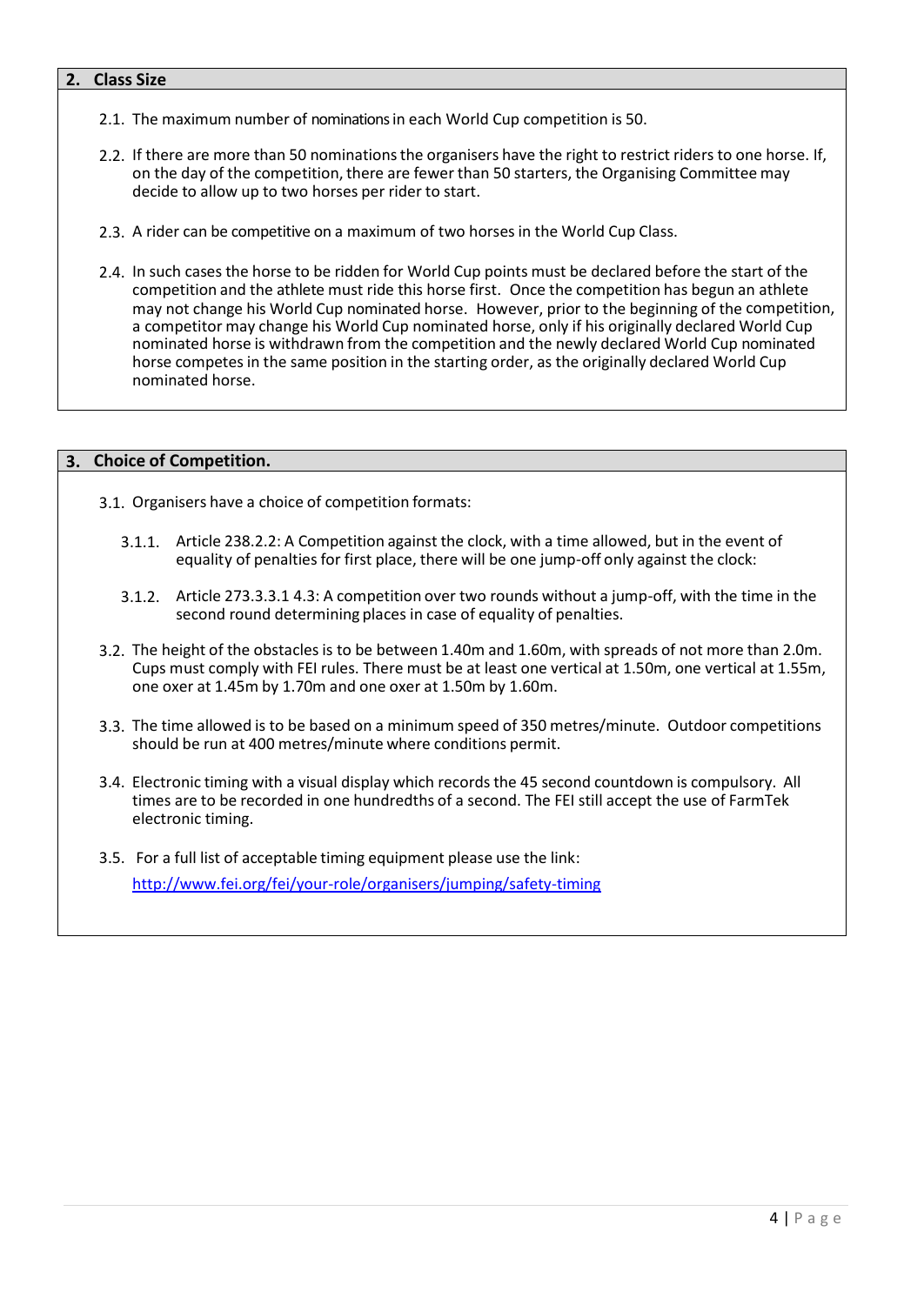## 2. Class Size

2.1. The maximum number of nominations in each World Cup competition is 50.

2.2. If there are more than 50 nominations the organisers have the right to restrict riders to one horse. If, on the day of the competition, there are fewer than 50 starters, the Organising Committee may decide to allow up to two horses per rider to start.

2.3. A rider can be competitive on a maximum of two horses in the World Cup Class.

2.4. In such cases the horse to be ridden for World Cup points must be declared before the start of the competition and the athlete must ride this horse first. Once the competition has begun an athlete may not change his World Cup nominated horse. However, prior to the beginning of the competition, a competitor may change his World Cup nominated horse, only if his originally declared World Cup nominated horse is withdrawn from the competition and the newly declared World Cup nominated horse competes in the same position in the starting order, as the originally declared World Cup nominated horse.

## 3. Choice of Competition.

3.1. Organisers have a choice of competition formats:

3.1.1. Article 238.2.2: A Competition against the clock, with a time allowed, but in the event of equality of penalties for first place, there will be one jump-off only against the clock:

3.1.2. Article 273.3.3.1 4.3: A competition over two rounds without a jump-off, with the time in the second round determining places in case of equality of penalties.

3.2. The height of the obstacles is to be between 1.40m and 1.60m, with spreads of not more than 2.0m. Cups must comply with FEI rules. There must be at least one vertical at 1.50m, one vertical at 1.55m, one oxer at 1.45m by 1.70m and one oxer at 1.50m by 1.60m.

3.3. The time allowed is to be based on a minimum speed of 350 metres/minute. Outdoor competitions should be run at 400 metres/minute where conditions permit.

3.4. Electronic timing with a visual display which records the 45 second countdown is compulsory. All times are to be recorded in one hundredths of a second. The FEI still accept the use of FarmTek electronic timing.

3.5. For a full list of acceptable timing equipment please use the link: [http://www.fei.org/fei/your-role/organisers/jumping/safety-timing](http://www.fei.org/fei/your-role/organisers/jumping/safety-timing)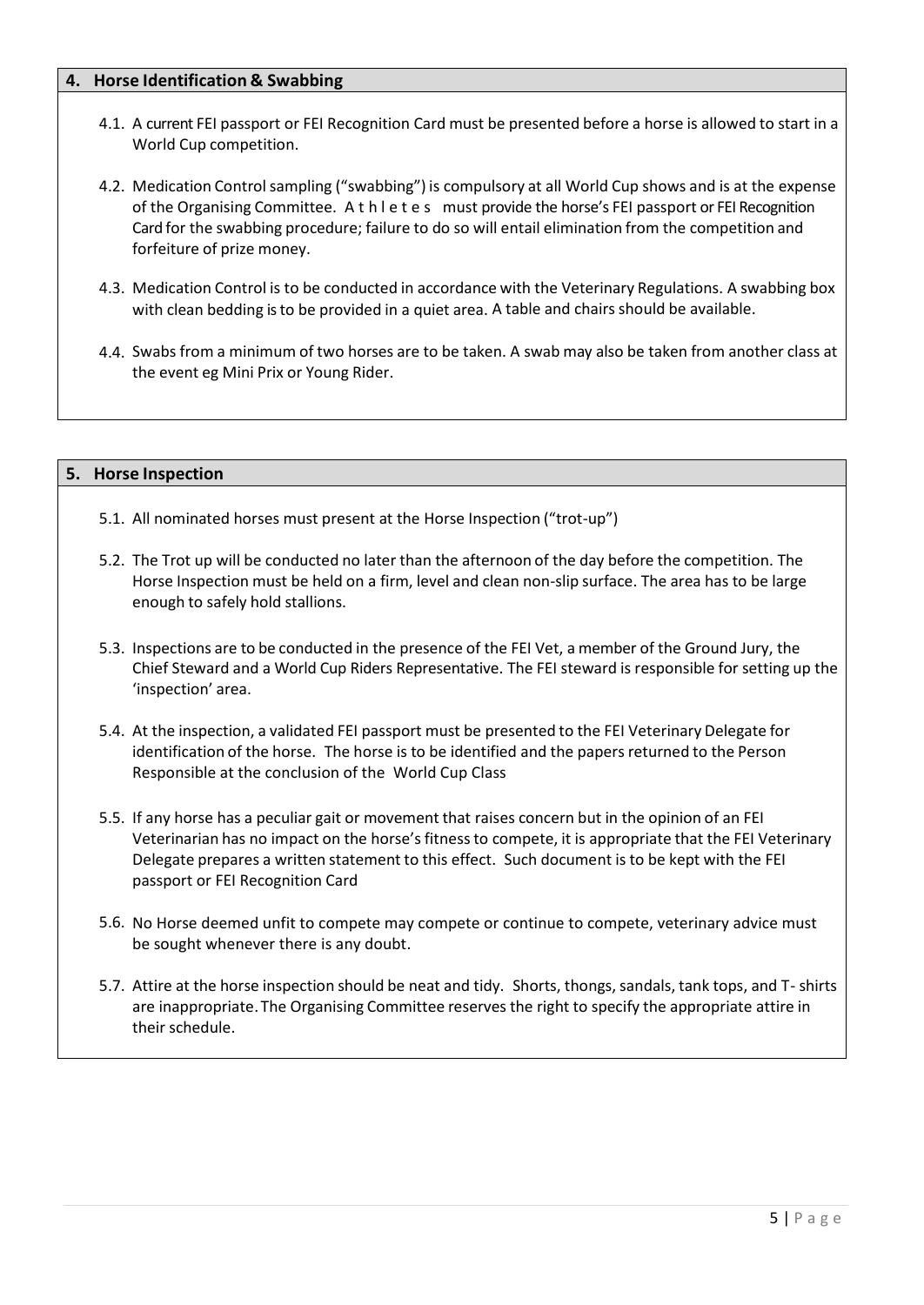## 4. Horse Identification & Swabbing

4.1. A current FEI passport or FEI Recognition Card must be presented before a horse is allowed to start in a World Cup competition.

4.2. Medication Control sampling ("swabbing") is compulsory at all World Cup shows and is at the expense of the Organising Committee. Athletes must provide the horse's FEI passport or FEI Recognition Card for the swabbing procedure; failure to do so will entail elimination from the competition and forfeiture of prize money.

4.3. Medication Control is to be conducted in accordance with the Veterinary Regulations. A swabbing box with clean bedding is to be provided in a quiet area. A table and chairs should be available.

4.4. Swabs from a minimum of two horses are to be taken. A swab may also be taken from another class at the event eg Mini Prix or Young Rider.

## 5. Horse Inspection

5.1. All nominated horses must present at the Horse Inspection ("trot-up")

5.2. The Trot up will be conducted no later than the afternoon of the day before the competition. The Horse Inspection must be held on a firm, level and clean non-slip surface. The area has to be large enough to safely hold stallions.

5.3. Inspections are to be conducted in the presence of the FEI Vet, a member of the Ground Jury, the Chief Steward and a World Cup Riders Representative. The FEI steward is responsible for setting up the 'inspection' area.

5.4. At the inspection, a validated FEI passport must be presented to the FEI Veterinary Delegate for identification of the horse. The horse is to be identified and the papers returned to the Person Responsible at the conclusion of the World Cup Class

5.5. If any horse has a peculiar gait or movement that raises concern but in the opinion of an FEI Veterinarian has no impact on the horse's fitness to compete, it is appropriate that the FEI Veterinary Delegate prepares a written statement to this effect. Such document is to be kept with the FEI passport or FEI Recognition Card

5.6. No Horse deemed unfit to compete may compete or continue to compete, veterinary advice must be sought whenever there is any doubt.

5.7. Attire at the horse inspection should be neat and tidy. Shorts, thongs, sandals, tank tops, and T- shirts are inappropriate. The Organising Committee reserves the right to specify the appropriate attire in their schedule.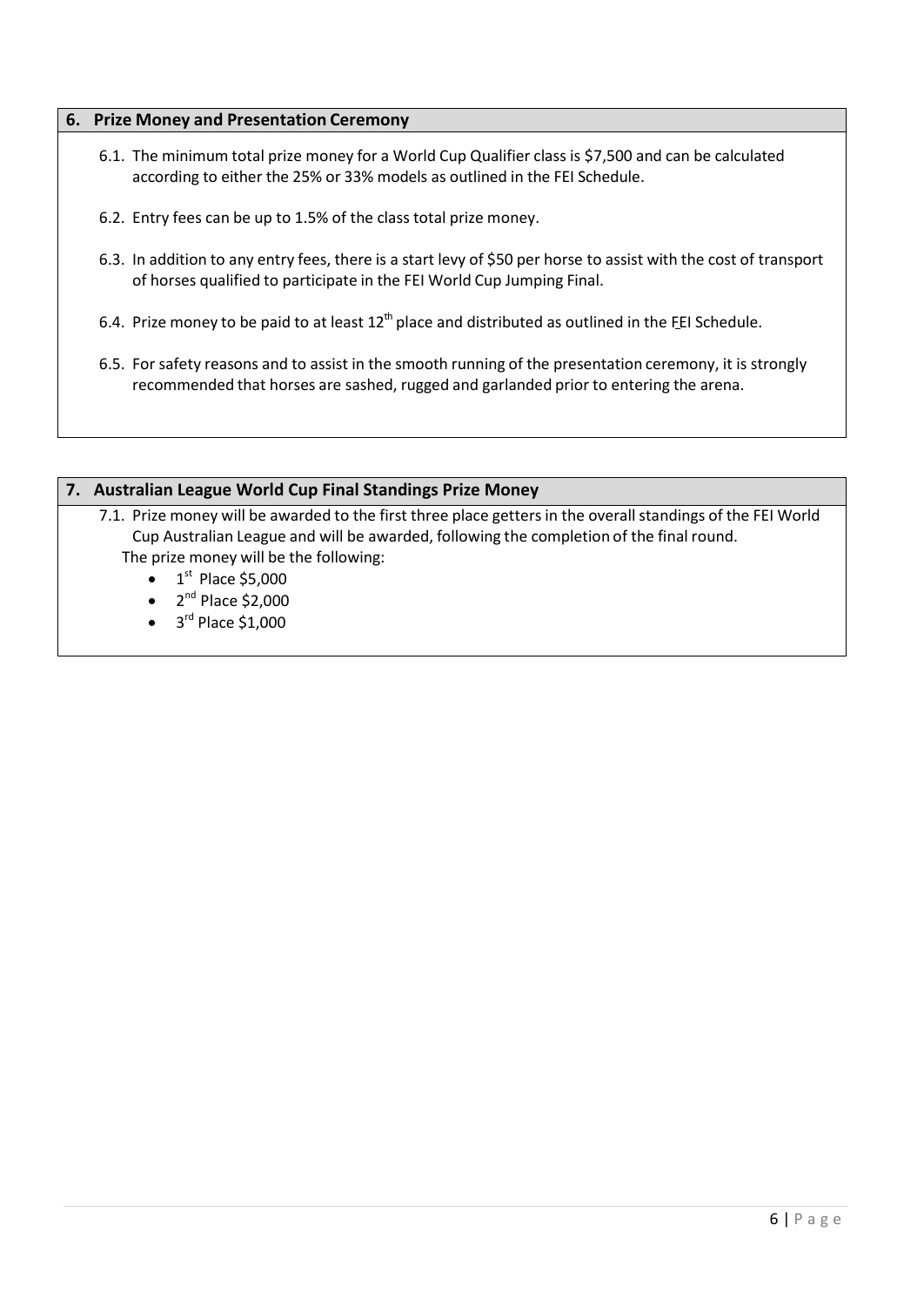## 6. Prize Money and Presentation Ceremony

6.1. The minimum total prize money for a World Cup Qualifier class is $7,500 and can be calculated according to either the 25% or 33% models as outlined in the FEI Schedule.

6.2. Entry fees can be up to 1.5% of the class total prize money.

6.3. In addition to any entry fees, there is a start levy of $50 per horse to assist with the cost of transport of horses qualified to participate in the FEI World Cup Jumping Final.

6.4. Prize money to be paid to at least 12th place and distributed as outlined in the FEI Schedule.

6.5. For safety reasons and to assist in the smooth running of the presentation ceremony, it is strongly recommended that horses are sashed, rugged and garlanded prior to entering the arena.

## 7. Australian League World Cup Final Standings Prize Money

7.1. Prize money will be awarded to the first three place getters in the overall standings of the FEI World Cup Australian League and will be awarded, following the completion of the final round.

The prize money will be the following:

- 1st Place $5,000
- 2nd Place $2,000
- 3rd Place $1,000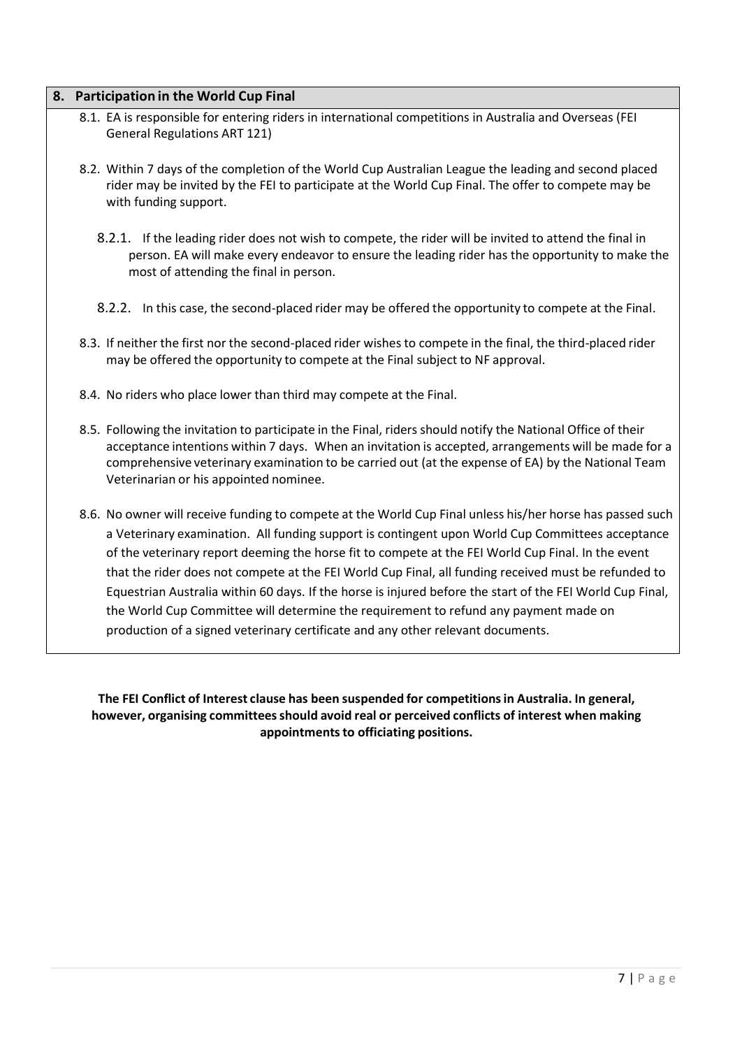## 8. Participation in the World Cup Final

8.1. EA is responsible for entering riders in international competitions in Australia and Overseas (FEI General Regulations ART 121)

8.2. Within 7 days of the completion of the World Cup Australian League the leading and second placed rider may be invited by the FEI to participate at the World Cup Final. The offer to compete may be with funding support.

8.2.1. If the leading rider does not wish to compete, the rider will be invited to attend the final in person. EA will make every endeavor to ensure the leading rider has the opportunity to make the most of attending the final in person.

8.2.2. In this case, the second-placed rider may be offered the opportunity to compete at the Final.

8.3. If neither the first nor the second-placed rider wishes to compete in the final, the third-placed rider may be offered the opportunity to compete at the Final subject to NF approval.

8.4. No riders who place lower than third may compete at the Final.

8.5. Following the invitation to participate in the Final, riders should notify the National Office of their acceptance intentions within 7 days. When an invitation is accepted, arrangements will be made for a comprehensive veterinary examination to be carried out (at the expense of EA) by the National Team Veterinarian or his appointed nominee.

8.6. No owner will receive funding to compete at the World Cup Final unless his/her horse has passed such a Veterinary examination. All funding support is contingent upon World Cup Committees acceptance of the veterinary report deeming the horse fit to compete at the FEI World Cup Final. In the event that the rider does not compete at the FEI World Cup Final, all funding received must be refunded to Equestrian Australia within 60 days. If the horse is injured before the start of the FEI World Cup Final, the World Cup Committee will determine the requirement to refund any payment made on production of a signed veterinary certificate and any other relevant documents.

**The FEI Conflict of Interest clause has been suspended for competitions in Australia. In general, however, organising committees should avoid real or perceived conflicts of interest when making appointments to officiating positions.**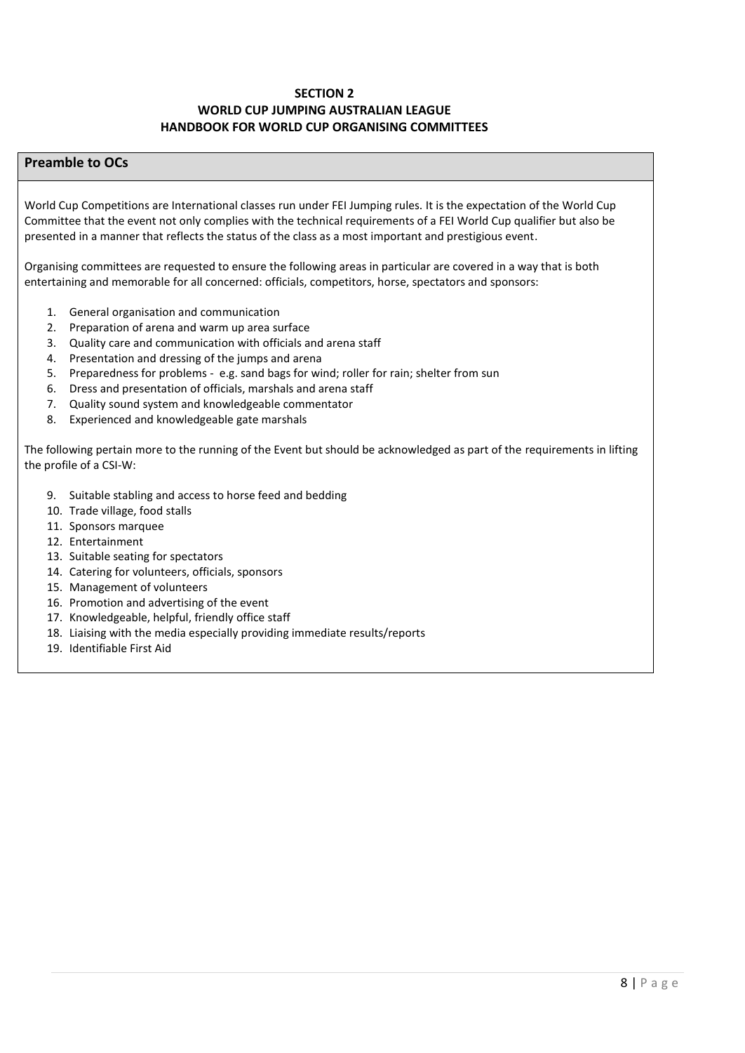**SECTION 2**
**WORLD CUP JUMPING AUSTRALIAN LEAGUE**
**HANDBOOK FOR WORLD CUP ORGANISING COMMITTEES**

## Preamble to OCs

World Cup Competitions are International classes run under FEI Jumping rules. It is the expectation of the World Cup Committee that the event not only complies with the technical requirements of a FEI World Cup qualifier but also be presented in a manner that reflects the status of the class as a most important and prestigious event.

Organising committees are requested to ensure the following areas in particular are covered in a way that is both entertaining and memorable for all concerned: officials, competitors, horse, spectators and sponsors:

1. General organisation and communication
2. Preparation of arena and warm up area surface
3. Quality care and communication with officials and arena staff
4. Presentation and dressing of the jumps and arena
5. Preparedness for problems - e.g. sand bags for wind; roller for rain; shelter from sun
6. Dress and presentation of officials, marshals and arena staff
7. Quality sound system and knowledgeable commentator
8. Experienced and knowledgeable gate marshals

The following pertain more to the running of the Event but should be acknowledged as part of the requirements in lifting the profile of a CSI-W:

9. Suitable stabling and access to horse feed and bedding
10. Trade village, food stalls
11. Sponsors marquee
12. Entertainment
13. Suitable seating for spectators
14. Catering for volunteers, officials, sponsors
15. Management of volunteers
16. Promotion and advertising of the event
17. Knowledgeable, helpful, friendly office staff
18. Liaising with the media especially providing immediate results/reports
19. Identifiable First Aid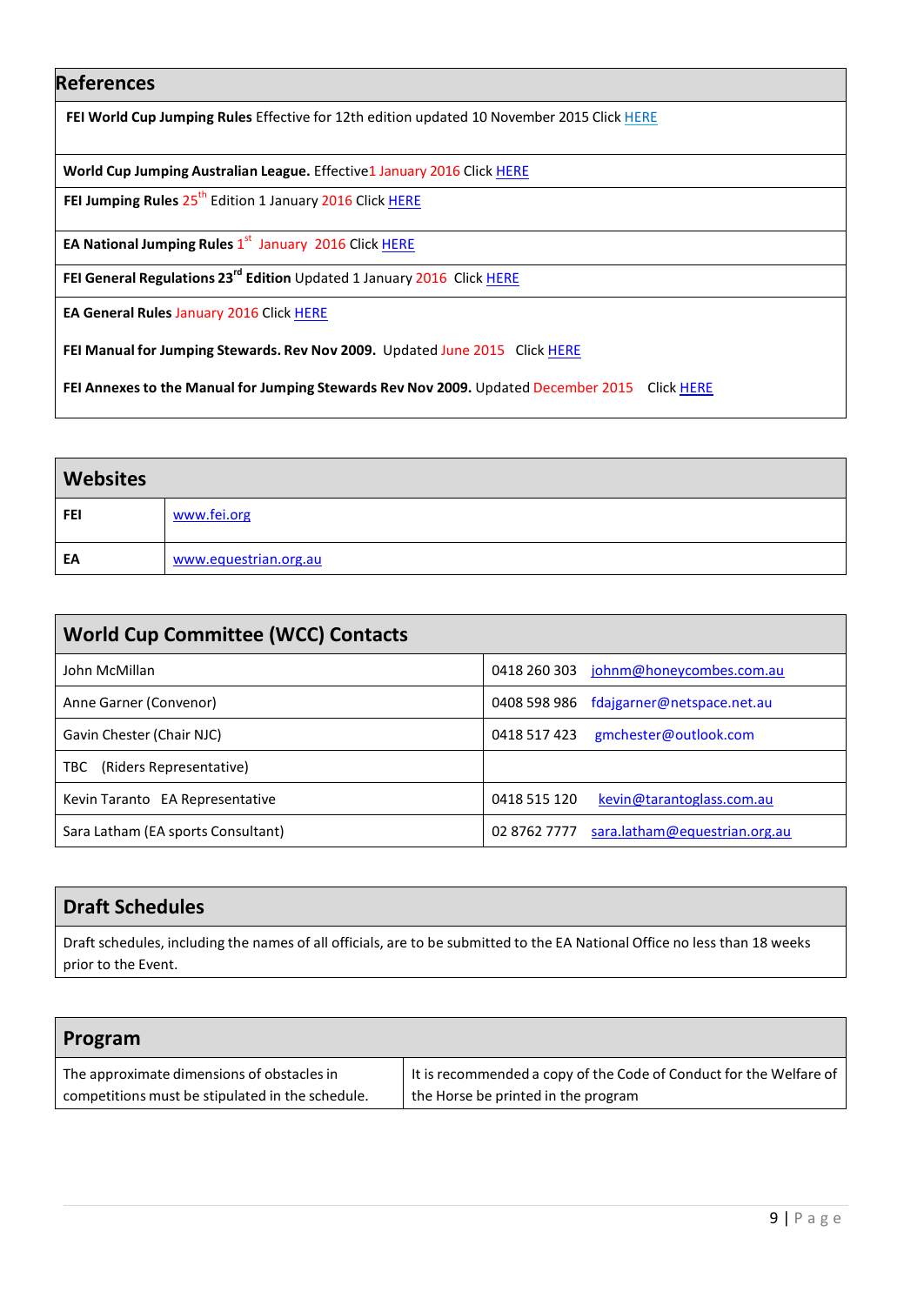## References

**FEI World Cup Jumping Rules** Effective for 12th edition updated 10 November 2015 Click HERE

**World Cup Jumping Australian League.** Effective1 January 2016 Click HERE

**FEI Jumping Rules** 25th Edition 1 January 2016 Click HERE

**EA National Jumping Rules** 1st January 2016 Click HERE

**FEI General Regulations 23rd Edition** Updated 1 January 2016 Click HERE

**EA General Rules** January 2016 Click HERE

**FEI Manual for Jumping Stewards. Rev Nov 2009.** Updated June 2015 Click HERE

**FEI Annexes to the Manual for Jumping Stewards Rev Nov 2009.** Updated December 2015 Click HERE

## Websites

| | |
|---|---|
| **FEI** | www.fei.org |
| **EA** | www.equestrian.org.au |

## World Cup Committee (WCC) Contacts

| | |
|---|---|
| John McMillan | 0418 260 303 johnm@honeycombes.com.au |
| Anne Garner (Convenor) | 0408 598 986 fdajgarner@netspace.net.au |
| Gavin Chester (Chair NJC) | 0418 517 423 gmchester@outlook.com |
| TBC (Riders Representative) | |
| Kevin Taranto EA Representative | 0418 515 120 kevin@tarantoglass.com.au |
| Sara Latham (EA sports Consultant) | 02 8762 7777 sara.latham@equestrian.org.au |

## Draft Schedules

Draft schedules, including the names of all officials, are to be submitted to the EA National Office no less than 18 weeks prior to the Event.

## Program

| | |
|---|---|
| The approximate dimensions of obstacles in competitions must be stipulated in the schedule. | It is recommended a copy of the Code of Conduct for the Welfare of the Horse be printed in the program |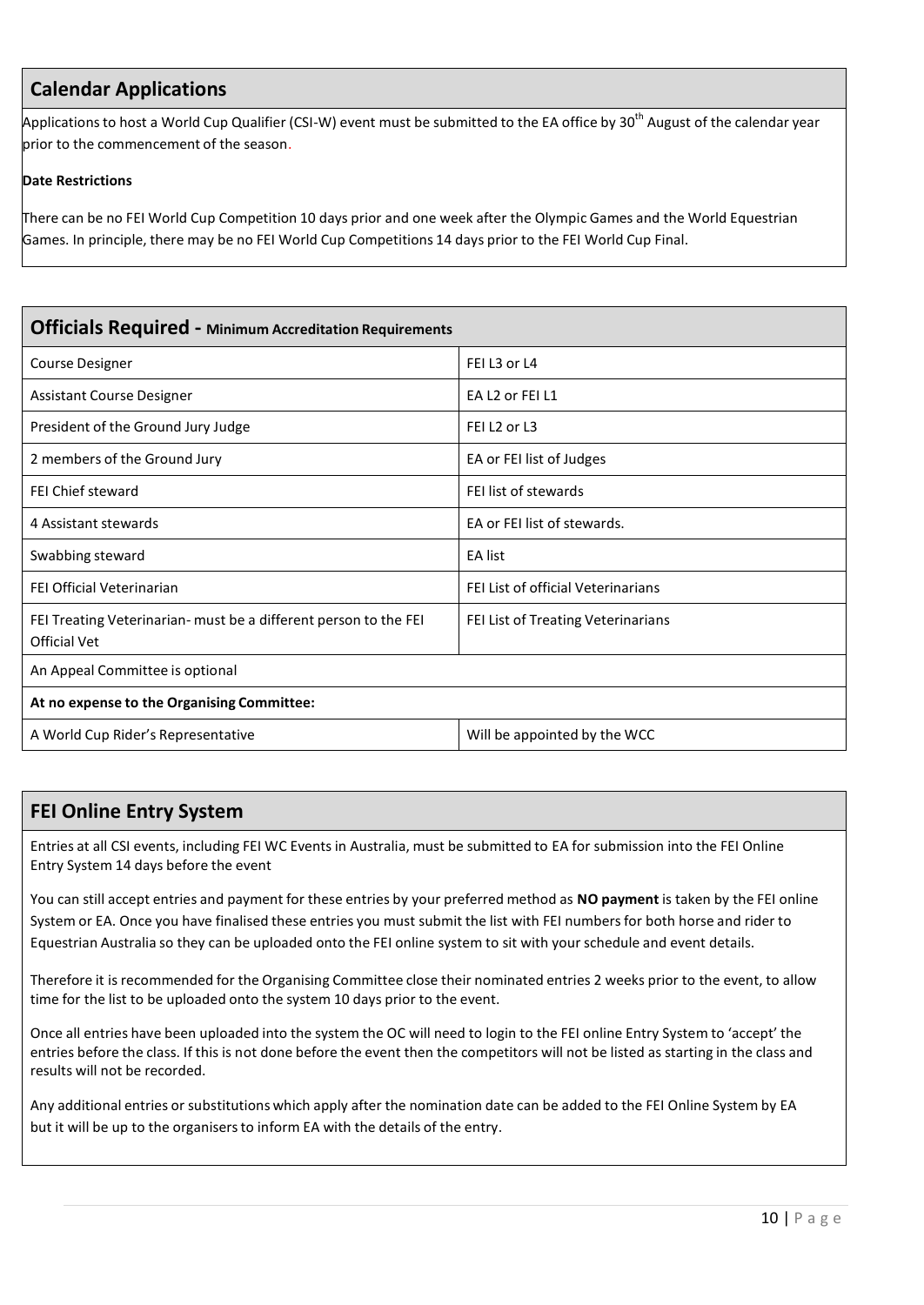## Calendar Applications

Applications to host a World Cup Qualifier (CSI-W) event must be submitted to the EA office by 30th August of the calendar year prior to the commencement of the season.

**Date Restrictions**

There can be no FEI World Cup Competition 10 days prior and one week after the Olympic Games and the World Equestrian Games. In principle, there may be no FEI World Cup Competitions 14 days prior to the FEI World Cup Final.

## Officials Required - Minimum Accreditation Requirements

| | |
|---|---|
| Course Designer | FEI L3 or L4 |
| Assistant Course Designer | EA L2 or FEI L1 |
| President of the Ground Jury Judge | FEI L2 or L3 |
| 2 members of the Ground Jury | EA or FEI list of Judges |
| FEI Chief steward | FEI list of stewards |
| 4 Assistant stewards | EA or FEI list of stewards. |
| Swabbing steward | EA list |
| FEI Official Veterinarian | FEI List of official Veterinarians |
| FEI Treating Veterinarian- must be a different person to the FEI Official Vet | FEI List of Treating Veterinarians |
| An Appeal Committee is optional | |
| **At no expense to the Organising Committee:** | |
| A World Cup Rider's Representative | Will be appointed by the WCC |

## FEI Online Entry System

Entries at all CSI events, including FEI WC Events in Australia, must be submitted to EA for submission into the FEI Online Entry System 14 days before the event

You can still accept entries and payment for these entries by your preferred method as **NO payment** is taken by the FEI online System or EA. Once you have finalised these entries you must submit the list with FEI numbers for both horse and rider to Equestrian Australia so they can be uploaded onto the FEI online system to sit with your schedule and event details.

Therefore it is recommended for the Organising Committee close their nominated entries 2 weeks prior to the event, to allow time for the list to be uploaded onto the system 10 days prior to the event.

Once all entries have been uploaded into the system the OC will need to login to the FEI online Entry System to 'accept' the entries before the class. If this is not done before the event then the competitors will not be listed as starting in the class and results will not be recorded.

Any additional entries or substitutions which apply after the nomination date can be added to the FEI Online System by EA but it will be up to the organisers to inform EA with the details of the entry.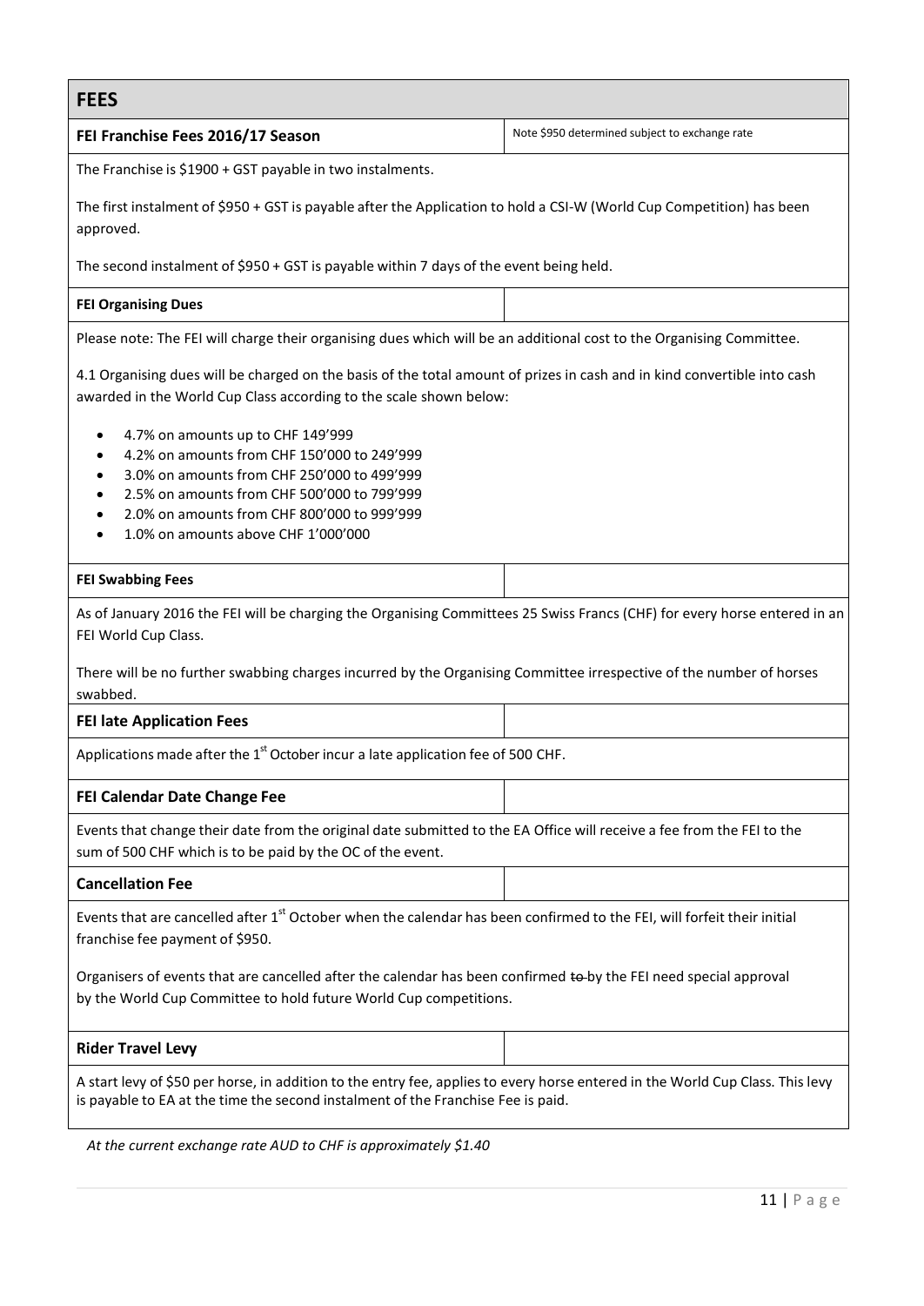## FEES

### FEI Franchise Fees 2016/17 Season

Note $950 determined subject to exchange rate

The Franchise is $1900 + GST payable in two instalments.

The first instalment of $950 + GST is payable after the Application to hold a CSI-W (World Cup Competition) has been approved.

The second instalment of $950 + GST is payable within 7 days of the event being held.

### FEI Organising Dues

Please note: The FEI will charge their organising dues which will be an additional cost to the Organising Committee.

4.1 Organising dues will be charged on the basis of the total amount of prizes in cash and in kind convertible into cash awarded in the World Cup Class according to the scale shown below:

- 4.7% on amounts up to CHF 149'999
- 4.2% on amounts from CHF 150'000 to 249'999
- 3.0% on amounts from CHF 250'000 to 499'999
- 2.5% on amounts from CHF 500'000 to 799'999
- 2.0% on amounts from CHF 800'000 to 999'999
- 1.0% on amounts above CHF 1'000'000

### FEI Swabbing Fees

As of January 2016 the FEI will be charging the Organising Committees 25 Swiss Francs (CHF) for every horse entered in an FEI World Cup Class.

There will be no further swabbing charges incurred by the Organising Committee irrespective of the number of horses swabbed.

### FEI late Application Fees

Applications made after the 1st October incur a late application fee of 500 CHF.

### FEI Calendar Date Change Fee

Events that change their date from the original date submitted to the EA Office will receive a fee from the FEI to the sum of 500 CHF which is to be paid by the OC of the event.

### Cancellation Fee

Events that are cancelled after 1st October when the calendar has been confirmed to the FEI, will forfeit their initial franchise fee payment of $950.

Organisers of events that are cancelled after the calendar has been confirmed ~~to~~ by the FEI need special approval by the World Cup Committee to hold future World Cup competitions.

### Rider Travel Levy

A start levy of $50 per horse, in addition to the entry fee, applies to every horse entered in the World Cup Class. This levy is payable to EA at the time the second instalment of the Franchise Fee is paid.

*At the current exchange rate AUD to CHF is approximately $1.40*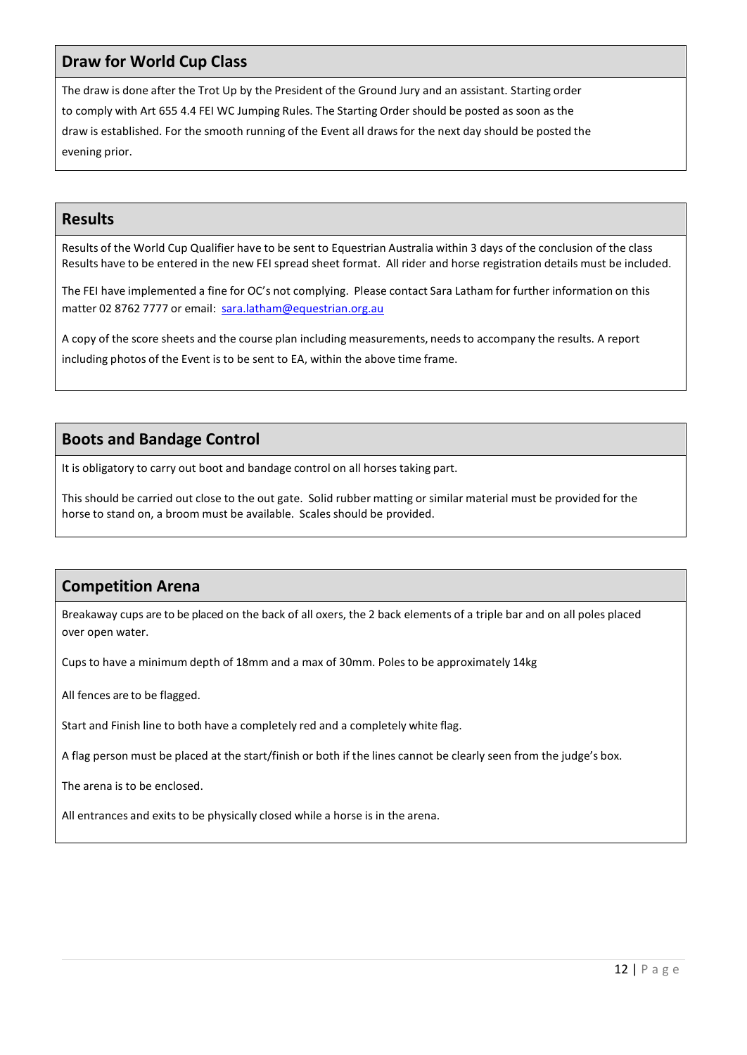## Draw for World Cup Class

The draw is done after the Trot Up by the President of the Ground Jury and an assistant. Starting order to comply with Art 655 4.4 FEI WC Jumping Rules. The Starting Order should be posted as soon as the draw is established. For the smooth running of the Event all draws for the next day should be posted the evening prior.

## Results

Results of the World Cup Qualifier have to be sent to Equestrian Australia within 3 days of the conclusion of the class Results have to be entered in the new FEI spread sheet format. All rider and horse registration details must be included.

The FEI have implemented a fine for OC's not complying. Please contact Sara Latham for further information on this matter 02 8762 7777 or email: sara.latham@equestrian.org.au

A copy of the score sheets and the course plan including measurements, needs to accompany the results. A report including photos of the Event is to be sent to EA, within the above time frame.

## Boots and Bandage Control

It is obligatory to carry out boot and bandage control on all horses taking part.

This should be carried out close to the out gate. Solid rubber matting or similar material must be provided for the horse to stand on, a broom must be available. Scales should be provided.

## Competition Arena

Breakaway cups are to be placed on the back of all oxers, the 2 back elements of a triple bar and on all poles placed over open water.

Cups to have a minimum depth of 18mm and a max of 30mm. Poles to be approximately 14kg

All fences are to be flagged.

Start and Finish line to both have a completely red and a completely white flag.

A flag person must be placed at the start/finish or both if the lines cannot be clearly seen from the judge's box.

The arena is to be enclosed.

All entrances and exits to be physically closed while a horse is in the arena.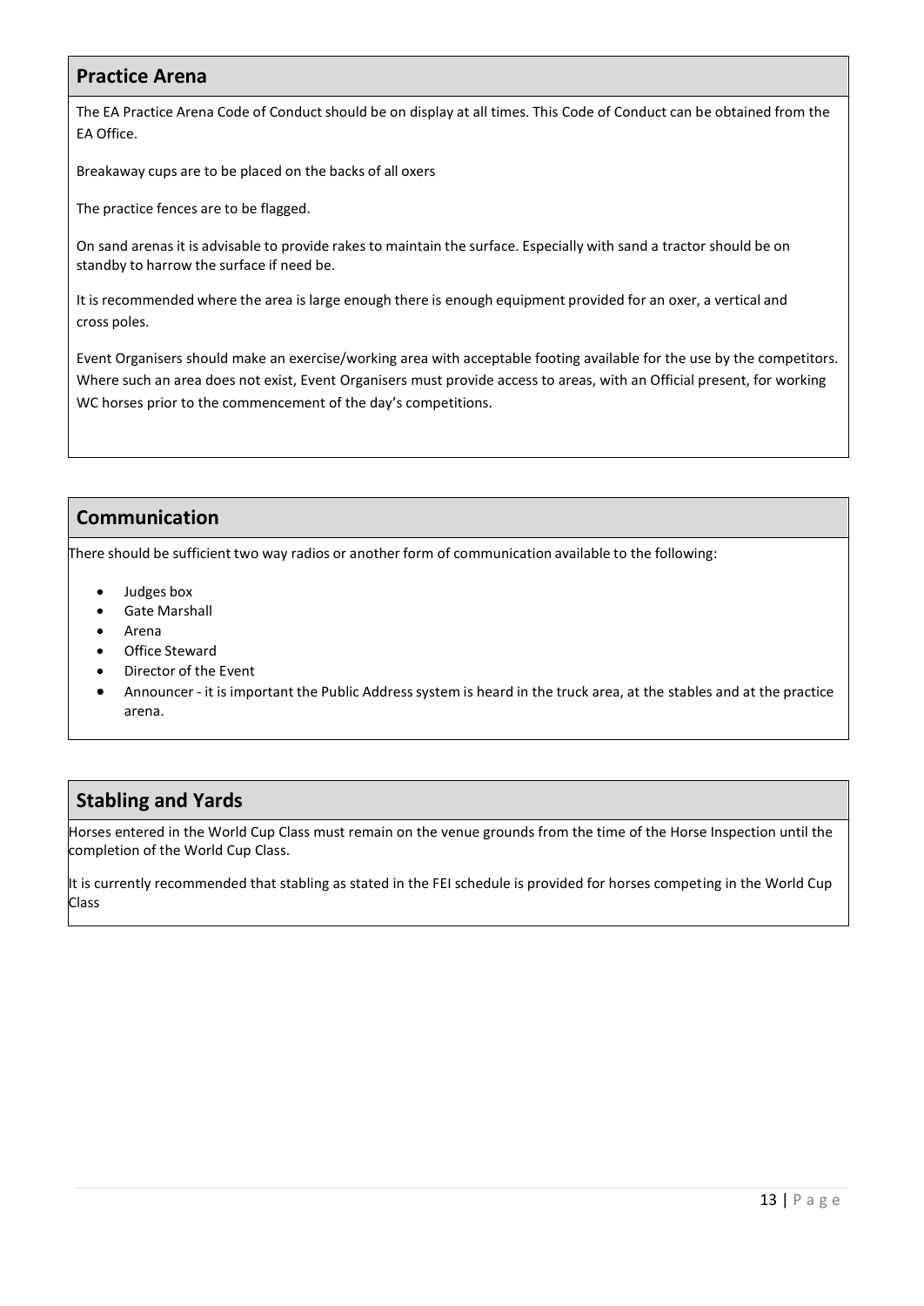## Practice Arena

The EA Practice Arena Code of Conduct should be on display at all times. This Code of Conduct can be obtained from the EA Office.

Breakaway cups are to be placed on the backs of all oxers

The practice fences are to be flagged.

On sand arenas it is advisable to provide rakes to maintain the surface. Especially with sand a tractor should be on standby to harrow the surface if need be.

It is recommended where the area is large enough there is enough equipment provided for an oxer, a vertical and cross poles.

Event Organisers should make an exercise/working area with acceptable footing available for the use by the competitors. Where such an area does not exist, Event Organisers must provide access to areas, with an Official present, for working WC horses prior to the commencement of the day's competitions.

## Communication

There should be sufficient two way radios or another form of communication available to the following:

- Judges box
- Gate Marshall
- Arena
- Office Steward
- Director of the Event
- Announcer - it is important the Public Address system is heard in the truck area, at the stables and at the practice arena.

## Stabling and Yards

Horses entered in the World Cup Class must remain on the venue grounds from the time of the Horse Inspection until the completion of the World Cup Class.

It is currently recommended that stabling as stated in the FEI schedule is provided for horses competing in the World Cup Class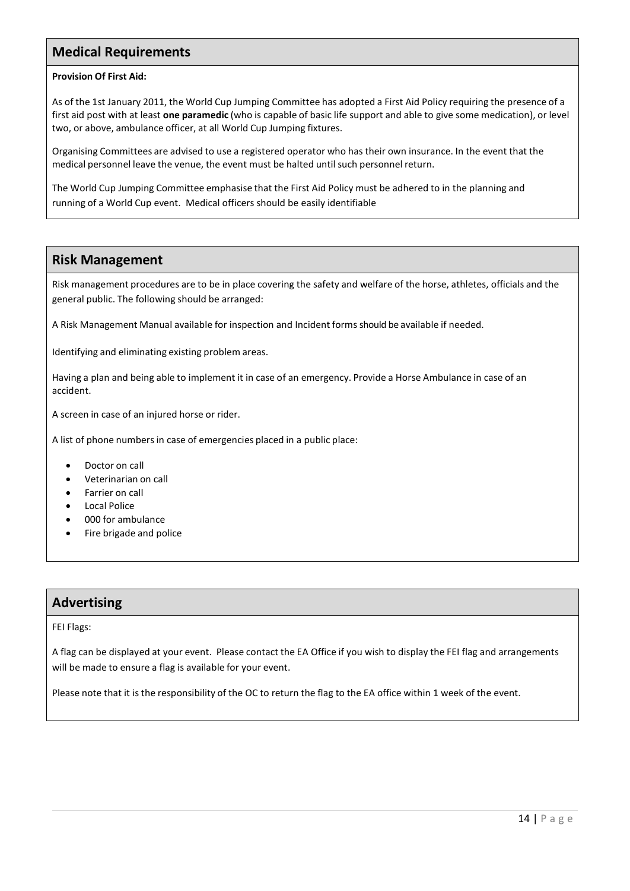## Medical Requirements

**Provision Of First Aid:**

As of the 1st January 2011, the World Cup Jumping Committee has adopted a First Aid Policy requiring the presence of a first aid post with at least **one paramedic** (who is capable of basic life support and able to give some medication), or level two, or above, ambulance officer, at all World Cup Jumping fixtures.

Organising Committees are advised to use a registered operator who has their own insurance. In the event that the medical personnel leave the venue, the event must be halted until such personnel return.

The World Cup Jumping Committee emphasise that the First Aid Policy must be adhered to in the planning and running of a World Cup event. Medical officers should be easily identifiable

## Risk Management

Risk management procedures are to be in place covering the safety and welfare of the horse, athletes, officials and the general public. The following should be arranged:

A Risk Management Manual available for inspection and Incident forms should be available if needed.

Identifying and eliminating existing problem areas.

Having a plan and being able to implement it in case of an emergency. Provide a Horse Ambulance in case of an accident.

A screen in case of an injured horse or rider.

A list of phone numbers in case of emergencies placed in a public place:

- Doctor on call
- Veterinarian on call
- Farrier on call
- Local Police
- 000 for ambulance
- Fire brigade and police

## Advertising

FEI Flags:

A flag can be displayed at your event. Please contact the EA Office if you wish to display the FEI flag and arrangements will be made to ensure a flag is available for your event.

Please note that it is the responsibility of the OC to return the flag to the EA office within 1 week of the event.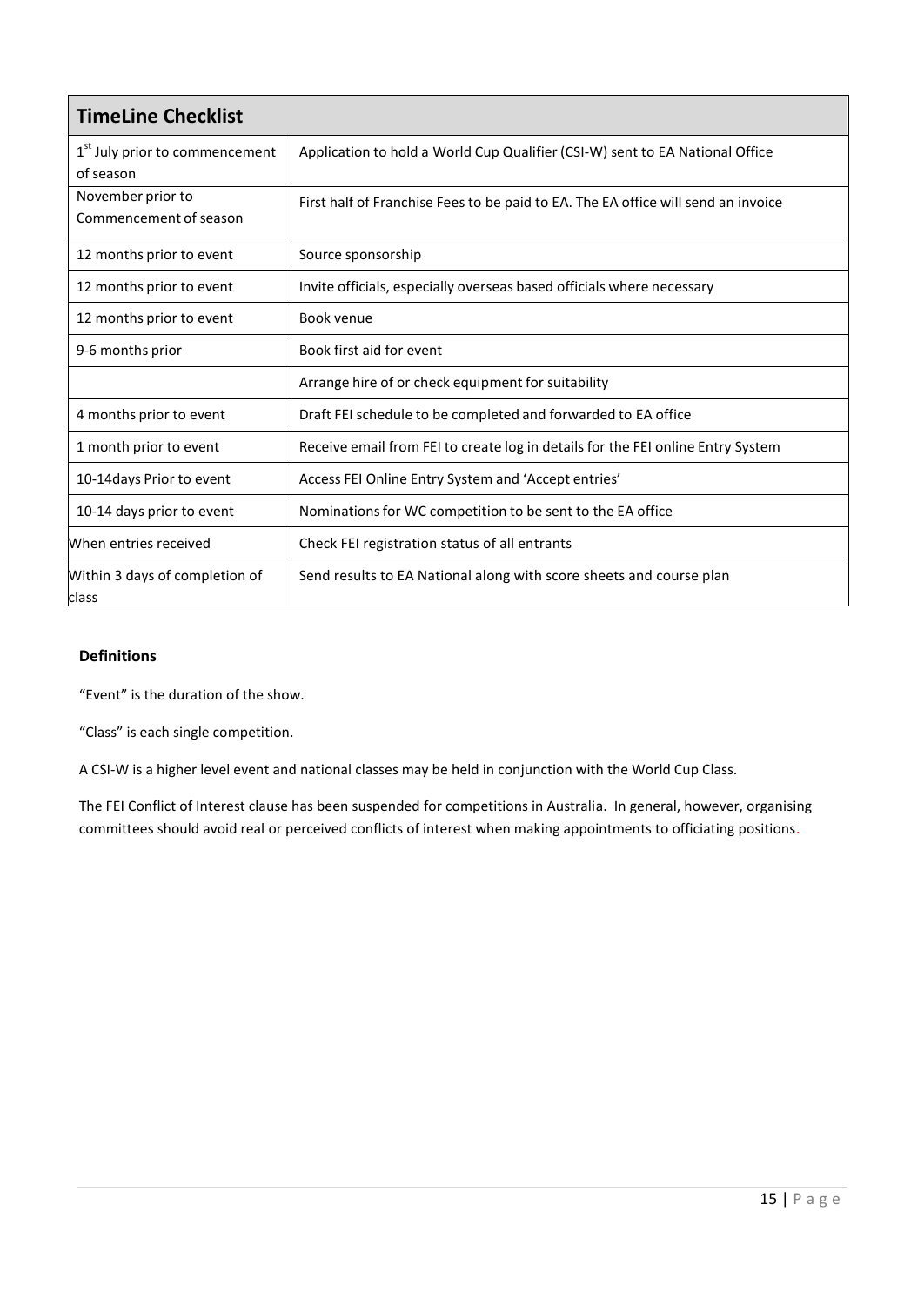## TimeLine Checklist

| | |
|---|---|
| 1st July prior to commencement of season | Application to hold a World Cup Qualifier (CSI-W) sent to EA National Office |
| November prior to Commencement of season | First half of Franchise Fees to be paid to EA. The EA office will send an invoice |
| 12 months prior to event | Source sponsorship |
| 12 months prior to event | Invite officials, especially overseas based officials where necessary |
| 12 months prior to event | Book venue |
| 9-6 months prior | Book first aid for event |
| | Arrange hire of or check equipment for suitability |
| 4 months prior to event | Draft FEI schedule to be completed and forwarded to EA office |
| 1 month prior to event | Receive email from FEI to create log in details for the FEI online Entry System |
| 10-14days Prior to event | Access FEI Online Entry System and 'Accept entries' |
| 10-14 days prior to event | Nominations for WC competition to be sent to the EA office |
| When entries received | Check FEI registration status of all entrants |
| Within 3 days of completion of class | Send results to EA National along with score sheets and course plan |

**Definitions**

"Event" is the duration of the show.

"Class" is each single competition.

A CSI-W is a higher level event and national classes may be held in conjunction with the World Cup Class.

The FEI Conflict of Interest clause has been suspended for competitions in Australia. In general, however, organising committees should avoid real or perceived conflicts of interest when making appointments to officiating positions.